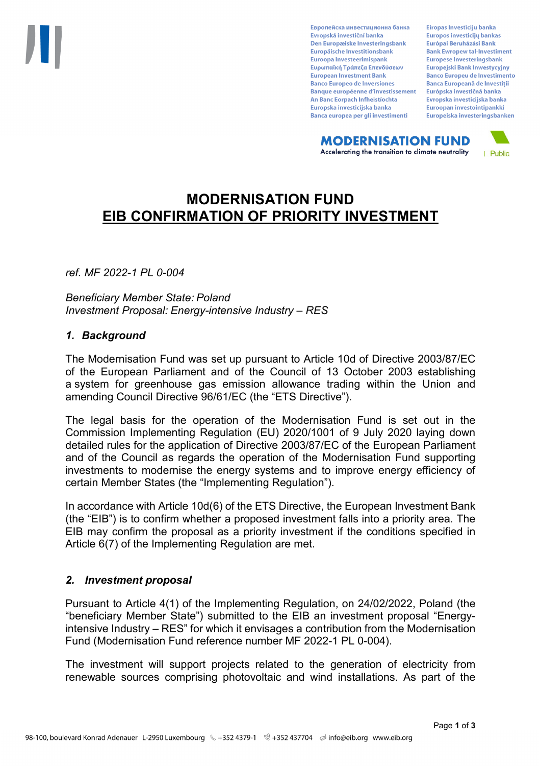# MODERNISATION FUND
## EIB CONFIRMATION OF PRIORITY INVESTMENT

*ref. MF 2022-1 PL 0-004*

*Beneficiary Member State: Poland*
*Investment Proposal: Energy-intensive Industry – RES*

### *1. Background*

The Modernisation Fund was set up pursuant to Article 10d of Directive 2003/87/EC of the European Parliament and of the Council of 13 October 2003 establishing a system for greenhouse gas emission allowance trading within the Union and amending Council Directive 96/61/EC (the "ETS Directive").

The legal basis for the operation of the Modernisation Fund is set out in the Commission Implementing Regulation (EU) 2020/1001 of 9 July 2020 laying down detailed rules for the application of Directive 2003/87/EC of the European Parliament and of the Council as regards the operation of the Modernisation Fund supporting investments to modernise the energy systems and to improve energy efficiency of certain Member States (the "Implementing Regulation").

In accordance with Article 10d(6) of the ETS Directive, the European Investment Bank (the "EIB") is to confirm whether a proposed investment falls into a priority area. The EIB may confirm the proposal as a priority investment if the conditions specified in Article 6(7) of the Implementing Regulation are met.

### *2. Investment proposal*

Pursuant to Article 4(1) of the Implementing Regulation, on 24/02/2022, Poland (the "beneficiary Member State") submitted to the EIB an investment proposal "Energy-intensive Industry – RES" for which it envisages a contribution from the Modernisation Fund (Modernisation Fund reference number MF 2022-1 PL 0-004).

The investment will support projects related to the generation of electricity from renewable sources comprising photovoltaic and wind installations. As part of the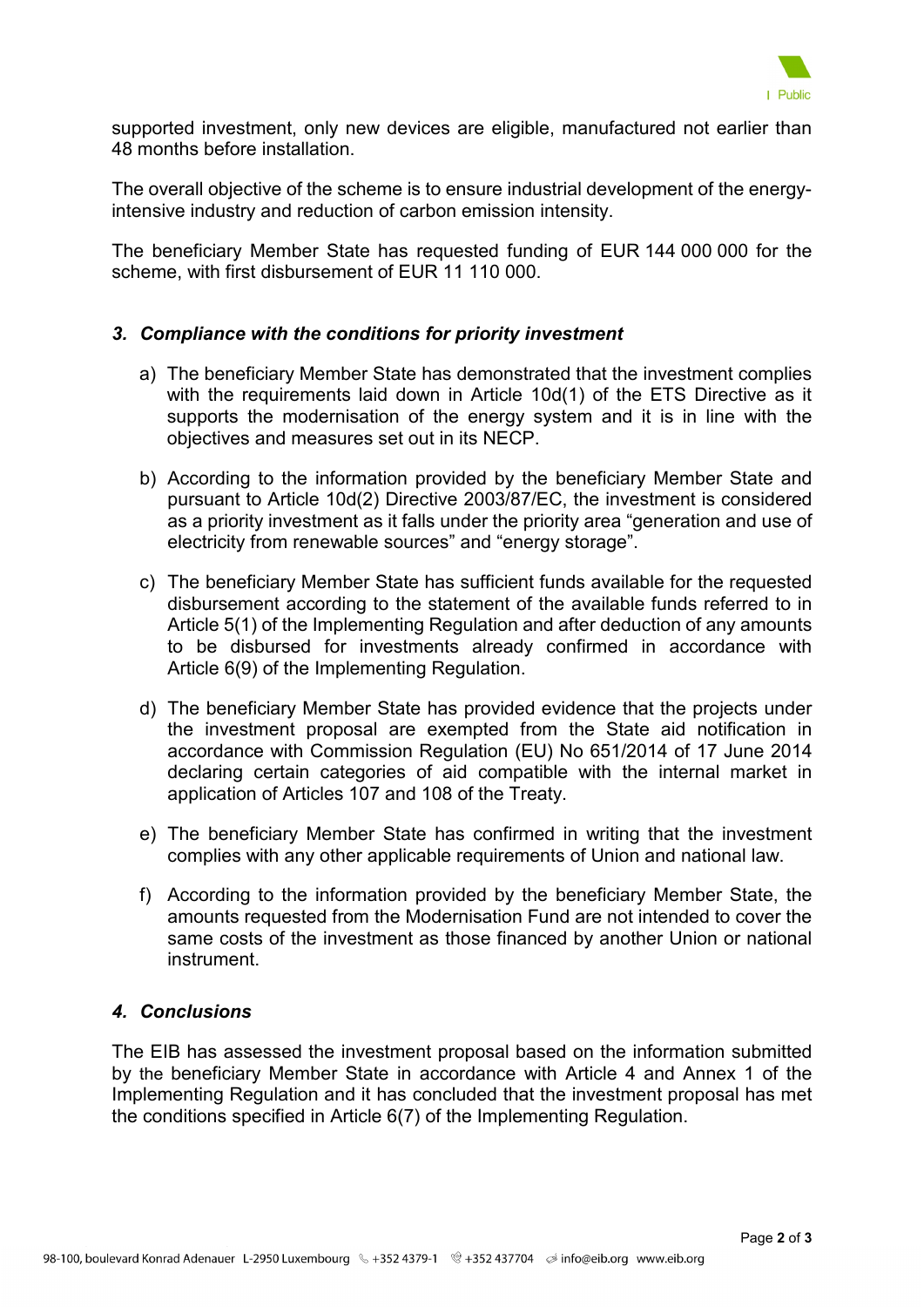supported investment, only new devices are eligible, manufactured not earlier than 48 months before installation.

The overall objective of the scheme is to ensure industrial development of the energy-intensive industry and reduction of carbon emission intensity.

The beneficiary Member State has requested funding of EUR 144 000 000 for the scheme, with first disbursement of EUR 11 110 000.

### *3. Compliance with the conditions for priority investment*

a) The beneficiary Member State has demonstrated that the investment complies with the requirements laid down in Article 10d(1) of the ETS Directive as it supports the modernisation of the energy system and it is in line with the objectives and measures set out in its NECP.

b) According to the information provided by the beneficiary Member State and pursuant to Article 10d(2) Directive 2003/87/EC, the investment is considered as a priority investment as it falls under the priority area "generation and use of electricity from renewable sources" and "energy storage".

c) The beneficiary Member State has sufficient funds available for the requested disbursement according to the statement of the available funds referred to in Article 5(1) of the Implementing Regulation and after deduction of any amounts to be disbursed for investments already confirmed in accordance with Article 6(9) of the Implementing Regulation.

d) The beneficiary Member State has provided evidence that the projects under the investment proposal are exempted from the State aid notification in accordance with Commission Regulation (EU) No 651/2014 of 17 June 2014 declaring certain categories of aid compatible with the internal market in application of Articles 107 and 108 of the Treaty.

e) The beneficiary Member State has confirmed in writing that the investment complies with any other applicable requirements of Union and national law.

f) According to the information provided by the beneficiary Member State, the amounts requested from the Modernisation Fund are not intended to cover the same costs of the investment as those financed by another Union or national instrument.

### *4. Conclusions*

The EIB has assessed the investment proposal based on the information submitted by the beneficiary Member State in accordance with Article 4 and Annex 1 of the Implementing Regulation and it has concluded that the investment proposal has met the conditions specified in Article 6(7) of the Implementing Regulation.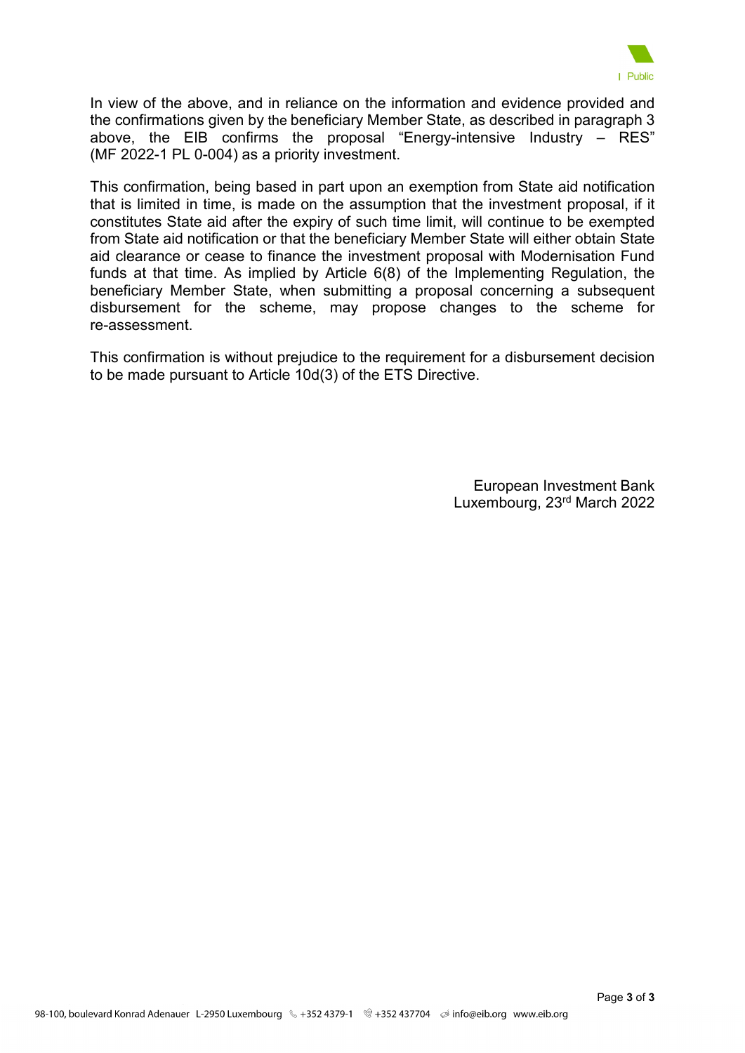In view of the above, and in reliance on the information and evidence provided and the confirmations given by the beneficiary Member State, as described in paragraph 3 above, the EIB confirms the proposal "Energy-intensive Industry – RES" (MF 2022-1 PL 0-004) as a priority investment.

This confirmation, being based in part upon an exemption from State aid notification that is limited in time, is made on the assumption that the investment proposal, if it constitutes State aid after the expiry of such time limit, will continue to be exempted from State aid notification or that the beneficiary Member State will either obtain State aid clearance or cease to finance the investment proposal with Modernisation Fund funds at that time. As implied by Article 6(8) of the Implementing Regulation, the beneficiary Member State, when submitting a proposal concerning a subsequent disbursement for the scheme, may propose changes to the scheme for re-assessment.

This confirmation is without prejudice to the requirement for a disbursement decision to be made pursuant to Article 10d(3) of the ETS Directive.

European Investment Bank
Luxembourg, 23rd March 2022